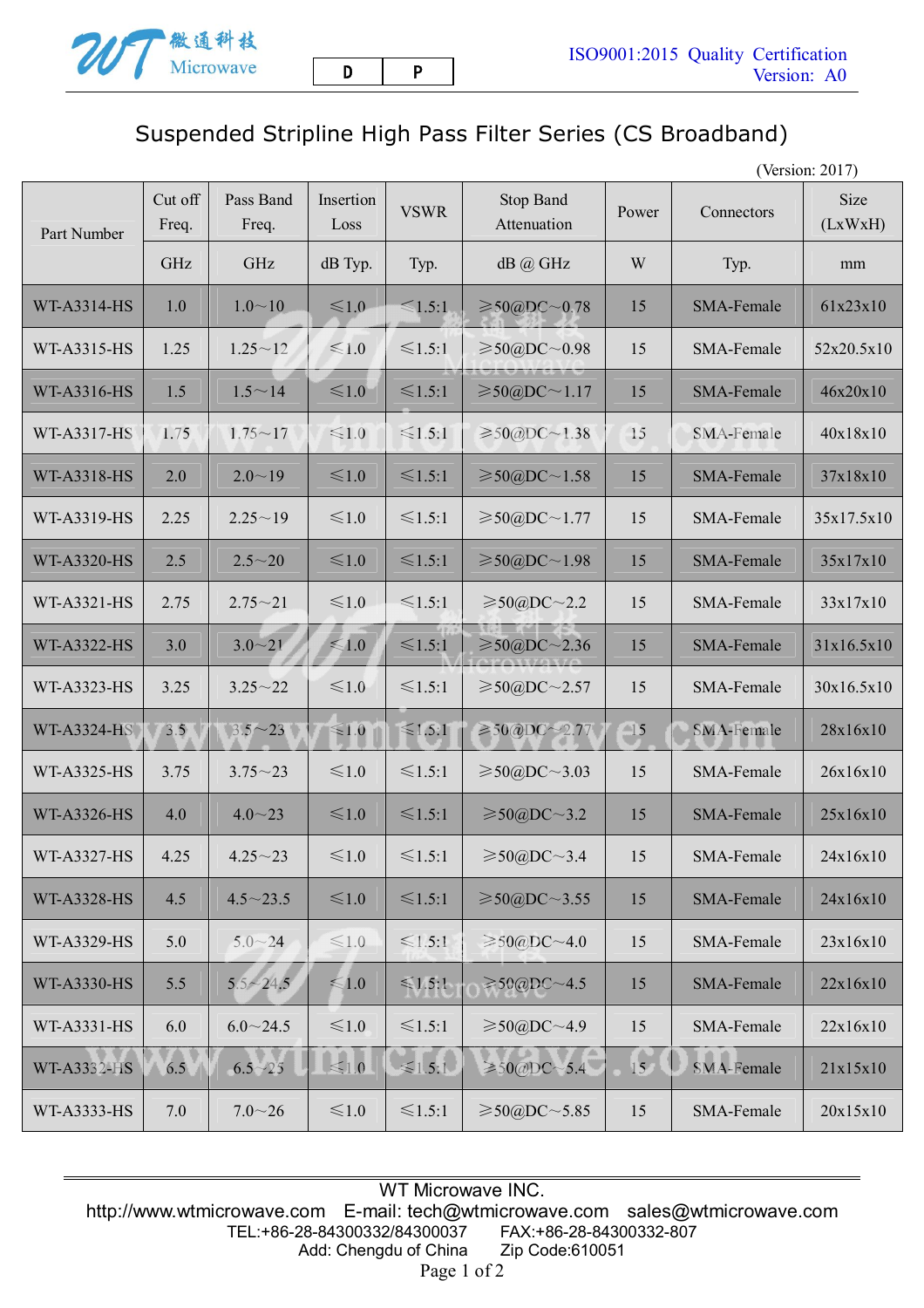微通科技 Microwave

| D | P |
|---|---|

ISO9001:2015 Quality Certification
Version: A0

# Suspended Stripline High Pass Filter Series (CS Broadband)

(Version: 2017)

| Part Number | Cut off Freq. | Pass Band Freq. | Insertion Loss | VSWR | Stop Band Attenuation | Power | Connectors | Size (LxWxH) |
|---|---|---|---|---|---|---|---|---|
| | GHz | GHz | dB Typ. | Typ. | dB @ GHz | W | Typ. | mm |
| WT-A3314-HS | 1.0 | 1.0～10 | ≤1.0 | ≤1.5:1 | ≥50@DC～0.78 | 15 | SMA-Female | 61x23x10 |
| WT-A3315-HS | 1.25 | 1.25～12 | ≤1.0 | ≤1.5:1 | ≥50@DC～0.98 | 15 | SMA-Female | 52x20.5x10 |
| WT-A3316-HS | 1.5 | 1.5～14 | ≤1.0 | ≤1.5:1 | ≥50@DC～1.17 | 15 | SMA-Female | 46x20x10 |
| WT-A3317-HS | 1.75 | 1.75～17 | ≤1.0 | ≤1.5:1 | ≥50@DC～1.38 | 15 | SMA-Female | 40x18x10 |
| WT-A3318-HS | 2.0 | 2.0～19 | ≤1.0 | ≤1.5:1 | ≥50@DC～1.58 | 15 | SMA-Female | 37x18x10 |
| WT-A3319-HS | 2.25 | 2.25～19 | ≤1.0 | ≤1.5:1 | ≥50@DC～1.77 | 15 | SMA-Female | 35x17.5x10 |
| WT-A3320-HS | 2.5 | 2.5～20 | ≤1.0 | ≤1.5:1 | ≥50@DC～1.98 | 15 | SMA-Female | 35x17x10 |
| WT-A3321-HS | 2.75 | 2.75～21 | ≤1.0 | ≤1.5:1 | ≥50@DC～2.2 | 15 | SMA-Female | 33x17x10 |
| WT-A3322-HS | 3.0 | 3.0～21 | ≤1.0 | ≤1.5:1 | ≥50@DC～2.36 | 15 | SMA-Female | 31x16.5x10 |
| WT-A3323-HS | 3.25 | 3.25～22 | ≤1.0 | ≤1.5:1 | ≥50@DC～2.57 | 15 | SMA-Female | 30x16.5x10 |
| WT-A3324-HS | 3.5 | 3.5～23 | ≤1.0 | ≤1.5:1 | ≥50@DC～2.77 | 15 | SMA-Female | 28x16x10 |
| WT-A3325-HS | 3.75 | 3.75～23 | ≤1.0 | ≤1.5:1 | ≥50@DC～3.03 | 15 | SMA-Female | 26x16x10 |
| WT-A3326-HS | 4.0 | 4.0～23 | ≤1.0 | ≤1.5:1 | ≥50@DC～3.2 | 15 | SMA-Female | 25x16x10 |
| WT-A3327-HS | 4.25 | 4.25～23 | ≤1.0 | ≤1.5:1 | ≥50@DC～3.4 | 15 | SMA-Female | 24x16x10 |
| WT-A3328-HS | 4.5 | 4.5～23.5 | ≤1.0 | ≤1.5:1 | ≥50@DC～3.55 | 15 | SMA-Female | 24x16x10 |
| WT-A3329-HS | 5.0 | 5.0～24 | ≤1.0 | ≤1.5:1 | ≥50@DC～4.0 | 15 | SMA-Female | 23x16x10 |
| WT-A3330-HS | 5.5 | 5.5～24.5 | ≤1.0 | ≤1.5:1 | ≥50@DC～4.5 | 15 | SMA-Female | 22x16x10 |
| WT-A3331-HS | 6.0 | 6.0～24.5 | ≤1.0 | ≤1.5:1 | ≥50@DC～4.9 | 15 | SMA-Female | 22x16x10 |
| WT-A3332-HS | 6.5 | 6.5～25 | ≤1.0 | ≤1.5:1 | ≥50@DC～5.4 | 15 | SMA-Female | 21x15x10 |
| WT-A3333-HS | 7.0 | 7.0～26 | ≤1.0 | ≤1.5:1 | ≥50@DC～5.85 | 15 | SMA-Female | 20x15x10 |

WT Microwave INC.
http://www.wtmicrowave.com E-mail: tech@wtmicrowave.com sales@wtmicrowave.com
TEL:+86-28-84300332/84300037 FAX:+86-28-84300332-807
Add: Chengdu of China Zip Code:610051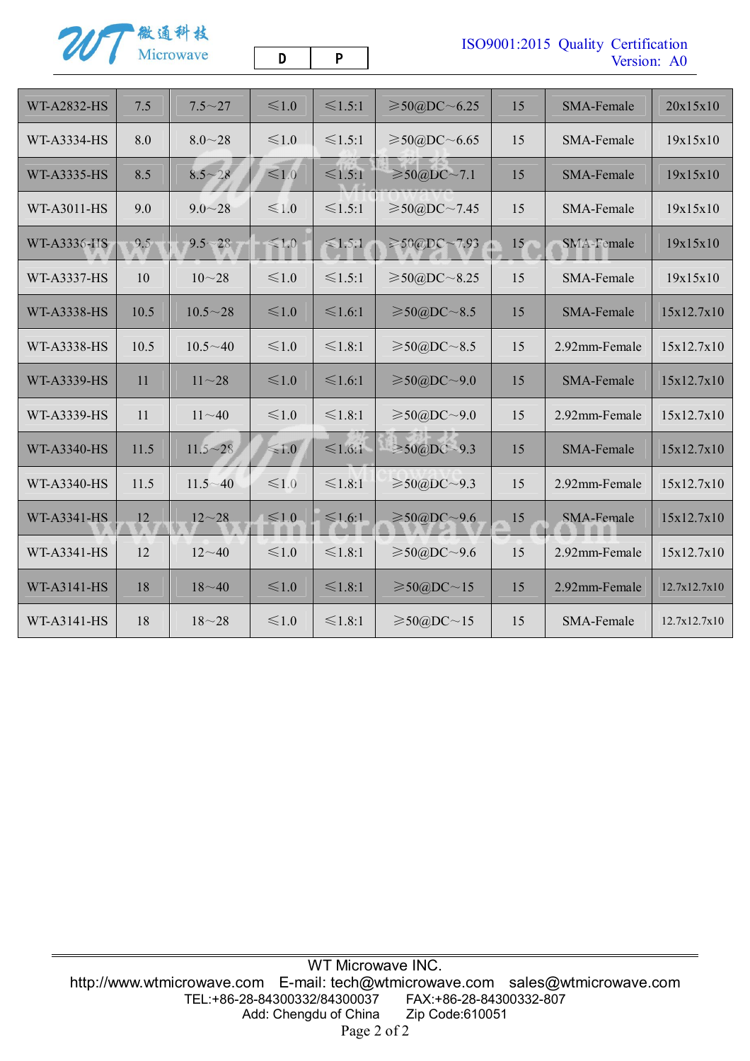| | | | | | | | | |
|---|---|---|---|---|---|---|---|---|
| WT-A2832-HS | 7.5 | 7.5～27 | ≤1.0 | ≤1.5:1 | ≥50@DC～6.25 | 15 | SMA-Female | 20x15x10 |
| WT-A3334-HS | 8.0 | 8.0～28 | ≤1.0 | ≤1.5:1 | ≥50@DC～6.65 | 15 | SMA-Female | 19x15x10 |
| WT-A3335-HS | 8.5 | 8.5～28 | ≤1.0 | ≤1.5:1 | ≥50@DC～7.1 | 15 | SMA-Female | 19x15x10 |
| WT-A3011-HS | 9.0 | 9.0～28 | ≤1.0 | ≤1.5:1 | ≥50@DC～7.45 | 15 | SMA-Female | 19x15x10 |
| WT-A3336-HS | 9.5 | 9.5～28 | ≤1.0 | ≤1.5:1 | ≥50@DC～7.93 | 15 | SMA-Female | 19x15x10 |
| WT-A3337-HS | 10 | 10～28 | ≤1.0 | ≤1.5:1 | ≥50@DC～8.25 | 15 | SMA-Female | 19x15x10 |
| WT-A3338-HS | 10.5 | 10.5～28 | ≤1.0 | ≤1.6:1 | ≥50@DC～8.5 | 15 | SMA-Female | 15x12.7x10 |
| WT-A3338-HS | 10.5 | 10.5～40 | ≤1.0 | ≤1.8:1 | ≥50@DC～8.5 | 15 | 2.92mm-Female | 15x12.7x10 |
| WT-A3339-HS | 11 | 11～28 | ≤1.0 | ≤1.6:1 | ≥50@DC～9.0 | 15 | SMA-Female | 15x12.7x10 |
| WT-A3339-HS | 11 | 11～40 | ≤1.0 | ≤1.8:1 | ≥50@DC～9.0 | 15 | 2.92mm-Female | 15x12.7x10 |
| WT-A3340-HS | 11.5 | 11.5～28 | ≤1.0 | ≤1.6:1 | ≥50@DC～9.3 | 15 | SMA-Female | 15x12.7x10 |
| WT-A3340-HS | 11.5 | 11.5～40 | ≤1.0 | ≤1.8:1 | ≥50@DC～9.3 | 15 | 2.92mm-Female | 15x12.7x10 |
| WT-A3341-HS | 12 | 12～28 | ≤1.0 | ≤1.6:1 | ≥50@DC～9.6 | 15 | SMA-Female | 15x12.7x10 |
| WT-A3341-HS | 12 | 12～40 | ≤1.0 | ≤1.8:1 | ≥50@DC～9.6 | 15 | 2.92mm-Female | 15x12.7x10 |
| WT-A3141-HS | 18 | 18～40 | ≤1.0 | ≤1.8:1 | ≥50@DC～15 | 15 | 2.92mm-Female | 12.7x12.7x10 |
| WT-A3141-HS | 18 | 18～28 | ≤1.0 | ≤1.8:1 | ≥50@DC～15 | 15 | SMA-Female | 12.7x12.7x10 |

WT Microwave INC.

http://www.wtmicrowave.com E-mail: tech@wtmicrowave.com sales@wtmicrowave.com

TEL:+86-28-84300332/84300037 FAX:+86-28-84300332-807

Add: Chengdu of China Zip Code:610051